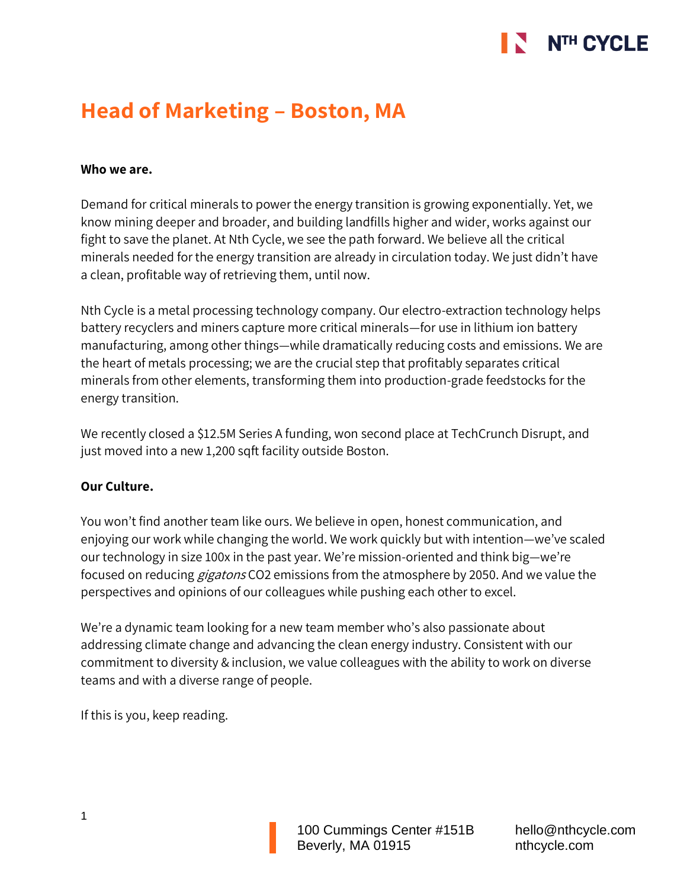# Head of Marketing – Boston, MA

**Who we are.**

Demand for critical minerals to power the energy transition is growing exponentially. Yet, we know mining deeper and broader, and building landfills higher and wider, works against our fight to save the planet. At Nth Cycle, we see the path forward. We believe all the critical minerals needed for the energy transition are already in circulation today. We just didn't have a clean, profitable way of retrieving them, until now.

Nth Cycle is a metal processing technology company. Our electro-extraction technology helps battery recyclers and miners capture more critical minerals—for use in lithium ion battery manufacturing, among other things—while dramatically reducing costs and emissions. We are the heart of metals processing; we are the crucial step that profitably separates critical minerals from other elements, transforming them into production-grade feedstocks for the energy transition.

We recently closed a $12.5M Series A funding, won second place at TechCrunch Disrupt, and just moved into a new 1,200 sqft facility outside Boston.

**Our Culture.**

You won't find another team like ours. We believe in open, honest communication, and enjoying our work while changing the world. We work quickly but with intention—we've scaled our technology in size 100x in the past year. We're mission-oriented and think big—we're focused on reducing *gigatons* $CO_2$ emissions from the atmosphere by 2050. And we value the perspectives and opinions of our colleagues while pushing each other to excel.

We're a dynamic team looking for a new team member who's also passionate about addressing climate change and advancing the clean energy industry. Consistent with our commitment to diversity & inclusion, we value colleagues with the ability to work on diverse teams and with a diverse range of people.

If this is you, keep reading.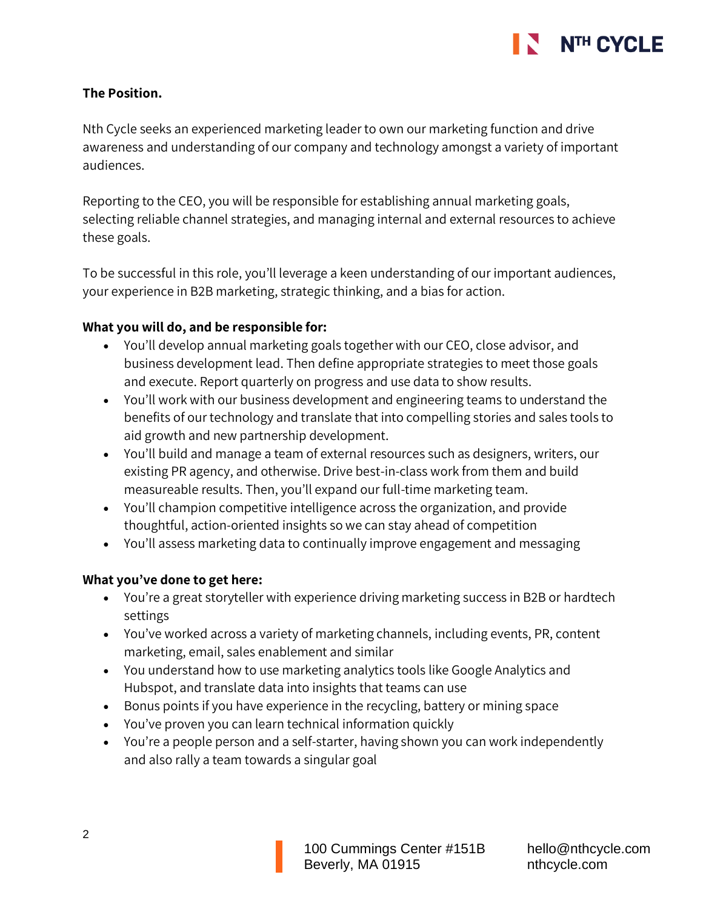**The Position.**

Nth Cycle seeks an experienced marketing leader to own our marketing function and drive awareness and understanding of our company and technology amongst a variety of important audiences.

Reporting to the CEO, you will be responsible for establishing annual marketing goals, selecting reliable channel strategies, and managing internal and external resources to achieve these goals.

To be successful in this role, you'll leverage a keen understanding of our important audiences, your experience in B2B marketing, strategic thinking, and a bias for action.

**What you will do, and be responsible for:**

- You'll develop annual marketing goals together with our CEO, close advisor, and business development lead. Then define appropriate strategies to meet those goals and execute. Report quarterly on progress and use data to show results.
- You'll work with our business development and engineering teams to understand the benefits of our technology and translate that into compelling stories and sales tools to aid growth and new partnership development.
- You'll build and manage a team of external resources such as designers, writers, our existing PR agency, and otherwise. Drive best-in-class work from them and build measureable results. Then, you'll expand our full-time marketing team.
- You'll champion competitive intelligence across the organization, and provide thoughtful, action-oriented insights so we can stay ahead of competition
- You'll assess marketing data to continually improve engagement and messaging

**What you've done to get here:**

- You're a great storyteller with experience driving marketing success in B2B or hardtech settings
- You've worked across a variety of marketing channels, including events, PR, content marketing, email, sales enablement and similar
- You understand how to use marketing analytics tools like Google Analytics and Hubspot, and translate data into insights that teams can use
- Bonus points if you have experience in the recycling, battery or mining space
- You've proven you can learn technical information quickly
- You're a people person and a self-starter, having shown you can work independently and also rally a team towards a singular goal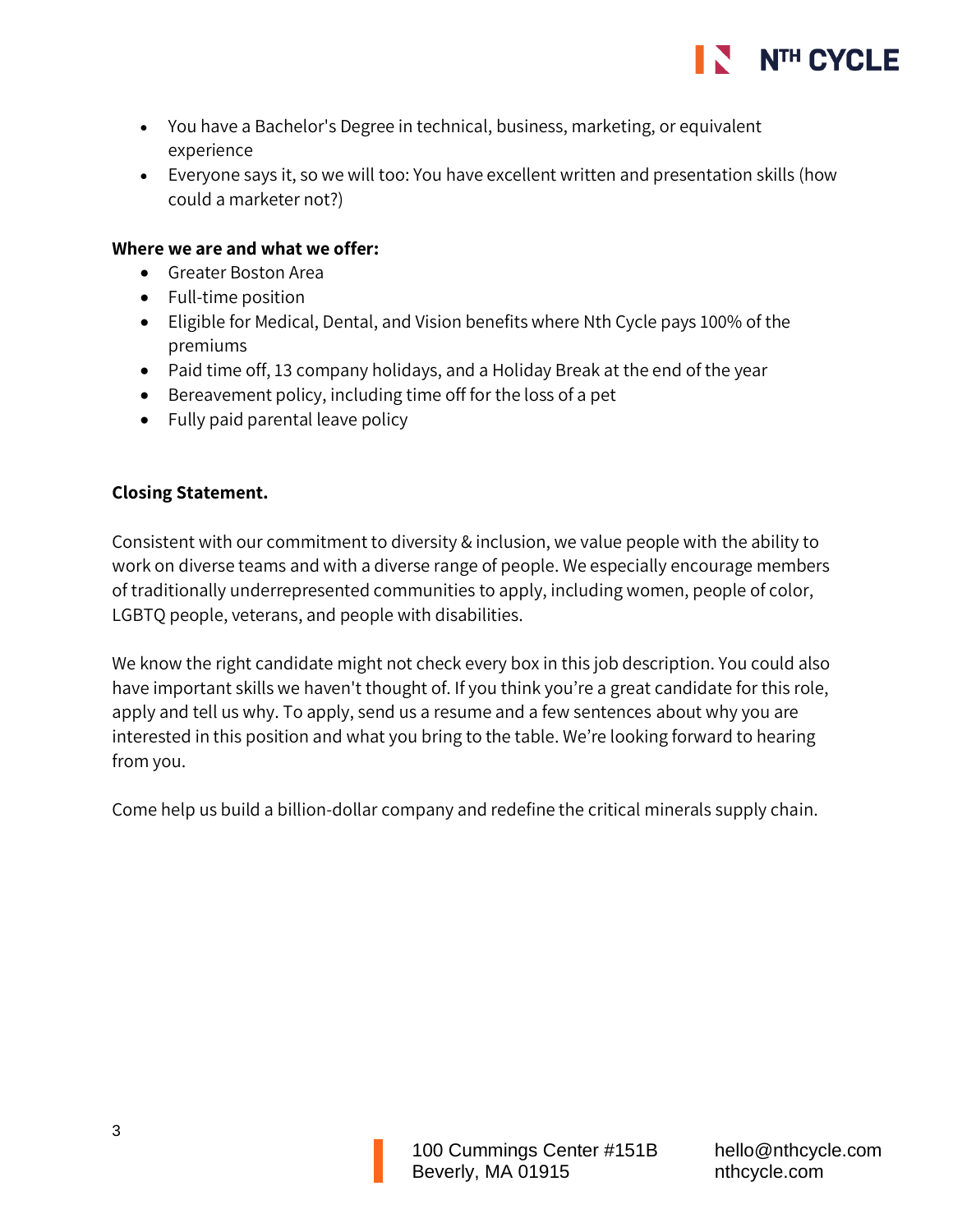- You have a Bachelor's Degree in technical, business, marketing, or equivalent experience
- Everyone says it, so we will too: You have excellent written and presentation skills (how could a marketer not?)

**Where we are and what we offer:**

- Greater Boston Area
- Full-time position
- Eligible for Medical, Dental, and Vision benefits where Nth Cycle pays 100% of the premiums
- Paid time off, 13 company holidays, and a Holiday Break at the end of the year
- Bereavement policy, including time off for the loss of a pet
- Fully paid parental leave policy

**Closing Statement.**

Consistent with our commitment to diversity & inclusion, we value people with the ability to work on diverse teams and with a diverse range of people. We especially encourage members of traditionally underrepresented communities to apply, including women, people of color, LGBTQ people, veterans, and people with disabilities.

We know the right candidate might not check every box in this job description. You could also have important skills we haven't thought of. If you think you're a great candidate for this role, apply and tell us why. To apply, send us a resume and a few sentences about why you are interested in this position and what you bring to the table. We're looking forward to hearing from you.

Come help us build a billion-dollar company and redefine the critical minerals supply chain.